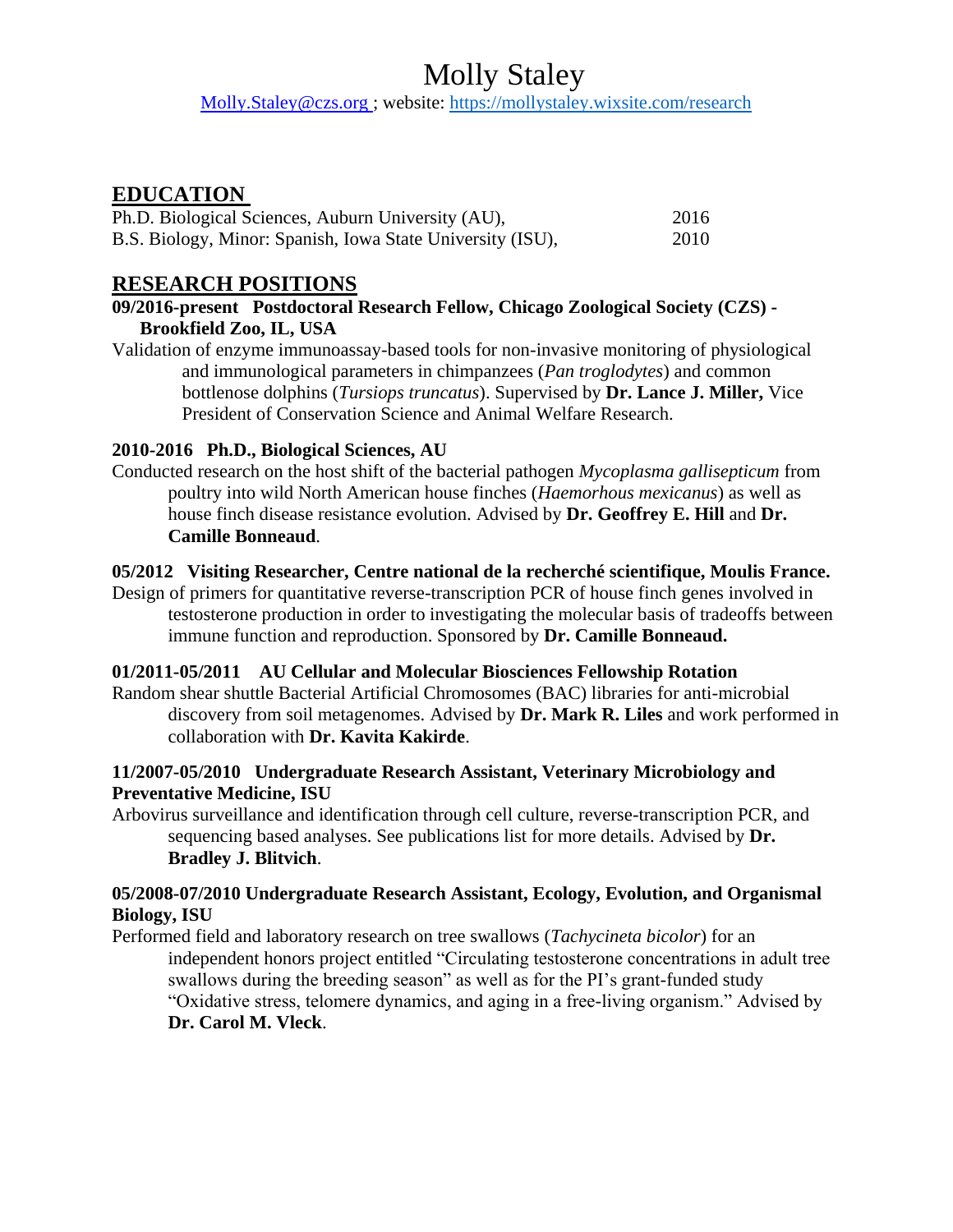# Molly Staley

[Molly.Staley@czs.org](mailto:Molly.Staley@czs.org) ; website: [https://mollystaley.wixsite.com/research](https://mollystaley.wixsite.com/research)

## EDUCATION

Ph.D. Biological Sciences, Auburn University (AU), 2016
B.S. Biology, Minor: Spanish, Iowa State University (ISU), 2010

## RESEARCH POSITIONS

**09/2016-present Postdoctoral Research Fellow, Chicago Zoological Society (CZS) - Brookfield Zoo, IL, USA**

Validation of enzyme immunoassay-based tools for non-invasive monitoring of physiological and immunological parameters in chimpanzees (*Pan troglodytes*) and common bottlenose dolphins (*Tursiops truncatus*). Supervised by **Dr. Lance J. Miller,** Vice President of Conservation Science and Animal Welfare Research.

**2010-2016 Ph.D., Biological Sciences, AU**

Conducted research on the host shift of the bacterial pathogen *Mycoplasma gallisepticum* from poultry into wild North American house finches (*Haemorhous mexicanus*) as well as house finch disease resistance evolution. Advised by **Dr. Geoffrey E. Hill** and **Dr. Camille Bonneaud**.

**05/2012 Visiting Researcher, Centre national de la recherché scientifique, Moulis France.**

Design of primers for quantitative reverse-transcription PCR of house finch genes involved in testosterone production in order to investigating the molecular basis of tradeoffs between immune function and reproduction. Sponsored by **Dr. Camille Bonneaud.**

**01/2011-05/2011 AU Cellular and Molecular Biosciences Fellowship Rotation**

Random shear shuttle Bacterial Artificial Chromosomes (BAC) libraries for anti-microbial discovery from soil metagenomes. Advised by **Dr. Mark R. Liles** and work performed in collaboration with **Dr. Kavita Kakirde**.

**11/2007-05/2010 Undergraduate Research Assistant, Veterinary Microbiology and Preventative Medicine, ISU**

Arbovirus surveillance and identification through cell culture, reverse-transcription PCR, and sequencing based analyses. See publications list for more details. Advised by **Dr. Bradley J. Blitvich**.

**05/2008-07/2010 Undergraduate Research Assistant, Ecology, Evolution, and Organismal Biology, ISU**

Performed field and laboratory research on tree swallows (*Tachycineta bicolor*) for an independent honors project entitled "Circulating testosterone concentrations in adult tree swallows during the breeding season" as well as for the PI's grant-funded study "Oxidative stress, telomere dynamics, and aging in a free-living organism." Advised by **Dr. Carol M. Vleck**.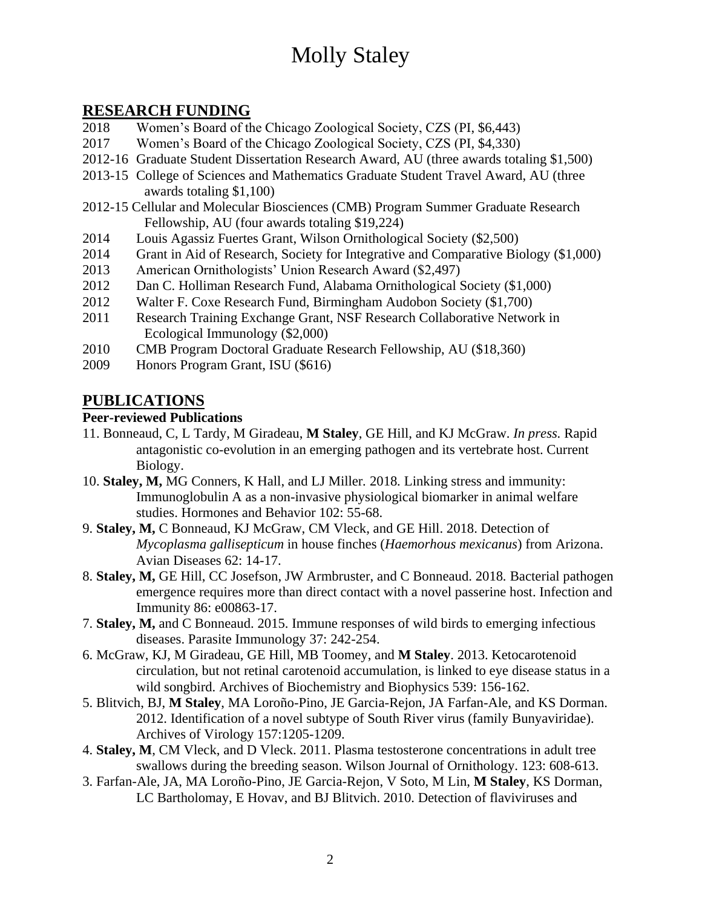# Molly Staley

## RESEARCH FUNDING

2018 Women's Board of the Chicago Zoological Society, CZS (PI, $6,443)

2017 Women's Board of the Chicago Zoological Society, CZS (PI, $4,330)

2012-16 Graduate Student Dissertation Research Award, AU (three awards totaling $1,500)

2013-15 College of Sciences and Mathematics Graduate Student Travel Award, AU (three awards totaling $1,100)

2012-15 Cellular and Molecular Biosciences (CMB) Program Summer Graduate Research Fellowship, AU (four awards totaling $19,224)

2014 Louis Agassiz Fuertes Grant, Wilson Ornithological Society ($2,500)

2014 Grant in Aid of Research, Society for Integrative and Comparative Biology ($1,000)

2013 American Ornithologists' Union Research Award ($2,497)

2012 Dan C. Holliman Research Fund, Alabama Ornithological Society ($1,000)

2012 Walter F. Coxe Research Fund, Birmingham Audobon Society ($1,700)

2011 Research Training Exchange Grant, NSF Research Collaborative Network in Ecological Immunology ($2,000)

2010 CMB Program Doctoral Graduate Research Fellowship, AU ($18,360)

2009 Honors Program Grant, ISU ($616)

## PUBLICATIONS

### Peer-reviewed Publications

11. Bonneaud, C, L Tardy, M Giradeau, **M Staley**, GE Hill, and KJ McGraw. *In press.* Rapid antagonistic co-evolution in an emerging pathogen and its vertebrate host. Current Biology.

10. **Staley, M,** MG Conners, K Hall, and LJ Miller. 2018. Linking stress and immunity: Immunoglobulin A as a non-invasive physiological biomarker in animal welfare studies. Hormones and Behavior 102: 55-68.

9. **Staley, M,** C Bonneaud, KJ McGraw, CM Vleck, and GE Hill. 2018. Detection of *Mycoplasma gallisepticum* in house finches (*Haemorhous mexicanus*) from Arizona. Avian Diseases 62: 14-17.

8. **Staley, M,** GE Hill, CC Josefson, JW Armbruster, and C Bonneaud. 2018. Bacterial pathogen emergence requires more than direct contact with a novel passerine host. Infection and Immunity 86: e00863-17.

7. **Staley, M,** and C Bonneaud. 2015. Immune responses of wild birds to emerging infectious diseases. Parasite Immunology 37: 242-254.

6. McGraw, KJ, M Giradeau, GE Hill, MB Toomey, and **M Staley**. 2013. Ketocarotenoid circulation, but not retinal carotenoid accumulation, is linked to eye disease status in a wild songbird. Archives of Biochemistry and Biophysics 539: 156-162.

5. Blitvich, BJ, **M Staley**, MA Loroño-Pino, JE Garcia-Rejon, JA Farfan-Ale, and KS Dorman. 2012. Identification of a novel subtype of South River virus (family Bunyaviridae). Archives of Virology 157:1205-1209.

4. **Staley, M**, CM Vleck, and D Vleck. 2011. Plasma testosterone concentrations in adult tree swallows during the breeding season. Wilson Journal of Ornithology. 123: 608-613.

3. Farfan-Ale, JA, MA Loroño-Pino, JE Garcia-Rejon, V Soto, M Lin, **M Staley**, KS Dorman, LC Bartholomay, E Hovav, and BJ Blitvich. 2010. Detection of flaviviruses and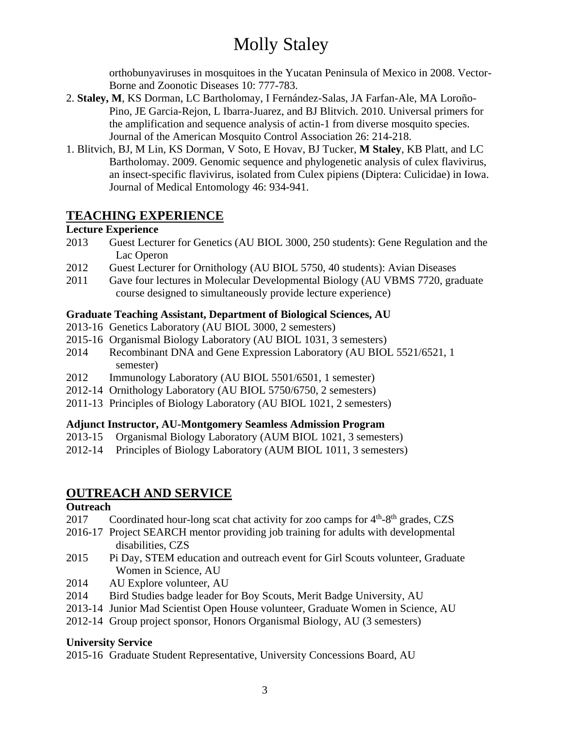orthobunyaviruses in mosquitoes in the Yucatan Peninsula of Mexico in 2008. Vector-Borne and Zoonotic Diseases 10: 777-783.

2. **Staley, M**, KS Dorman, LC Bartholomay, I Fernández-Salas, JA Farfan-Ale, MA Loroño-Pino, JE Garcia-Rejon, L Ibarra-Juarez, and BJ Blitvich. 2010. Universal primers for the amplification and sequence analysis of actin-1 from diverse mosquito species. Journal of the American Mosquito Control Association 26: 214-218.

1. Blitvich, BJ, M Lin, KS Dorman, V Soto, E Hovav, BJ Tucker, **M Staley**, KB Platt, and LC Bartholomay. 2009. Genomic sequence and phylogenetic analysis of culex flavivirus, an insect-specific flavivirus, isolated from Culex pipiens (Diptera: Culicidae) in Iowa. Journal of Medical Entomology 46: 934-941.

## TEACHING EXPERIENCE

### Lecture Experience

2013 Guest Lecturer for Genetics (AU BIOL 3000, 250 students): Gene Regulation and the Lac Operon

2012 Guest Lecturer for Ornithology (AU BIOL 5750, 40 students): Avian Diseases

2011 Gave four lectures in Molecular Developmental Biology (AU VBMS 7720, graduate course designed to simultaneously provide lecture experience)

### Graduate Teaching Assistant, Department of Biological Sciences, AU

2013-16 Genetics Laboratory (AU BIOL 3000, 2 semesters)

2015-16 Organismal Biology Laboratory (AU BIOL 1031, 3 semesters)

2014 Recombinant DNA and Gene Expression Laboratory (AU BIOL 5521/6521, 1 semester)

2012 Immunology Laboratory (AU BIOL 5501/6501, 1 semester)

2012-14 Ornithology Laboratory (AU BIOL 5750/6750, 2 semesters)

2011-13 Principles of Biology Laboratory (AU BIOL 1021, 2 semesters)

### Adjunct Instructor, AU-Montgomery Seamless Admission Program

2013-15 Organismal Biology Laboratory (AUM BIOL 1021, 3 semesters)

2012-14 Principles of Biology Laboratory (AUM BIOL 1011, 3 semesters)

## OUTREACH AND SERVICE

### Outreach

2017 Coordinated hour-long scat chat activity for zoo camps for 4th-8th grades, CZS

2016-17 Project SEARCH mentor providing job training for adults with developmental disabilities, CZS

2015 Pi Day, STEM education and outreach event for Girl Scouts volunteer, Graduate Women in Science, AU

2014 AU Explore volunteer, AU

2014 Bird Studies badge leader for Boy Scouts, Merit Badge University, AU

2013-14 Junior Mad Scientist Open House volunteer, Graduate Women in Science, AU

2012-14 Group project sponsor, Honors Organismal Biology, AU (3 semesters)

### University Service

2015-16 Graduate Student Representative, University Concessions Board, AU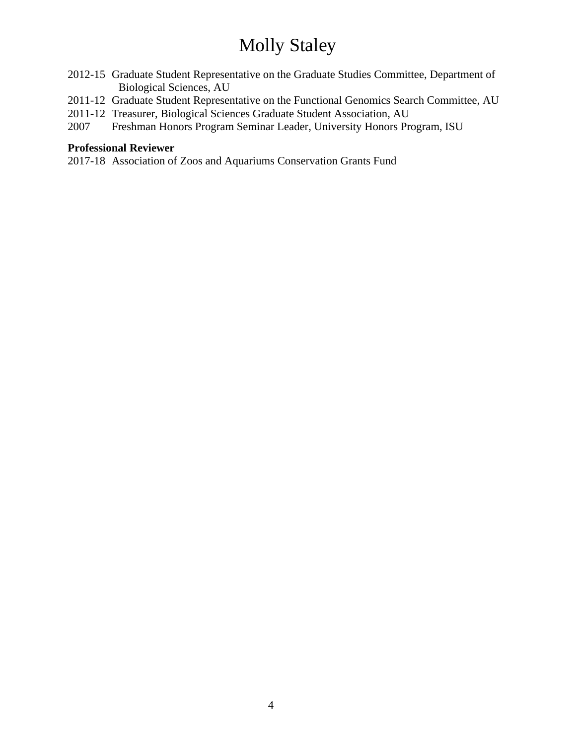2012-15 Graduate Student Representative on the Graduate Studies Committee, Department of Biological Sciences, AU
2011-12 Graduate Student Representative on the Functional Genomics Search Committee, AU
2011-12 Treasurer, Biological Sciences Graduate Student Association, AU
2007 Freshman Honors Program Seminar Leader, University Honors Program, ISU

**Professional Reviewer**

2017-18 Association of Zoos and Aquariums Conservation Grants Fund